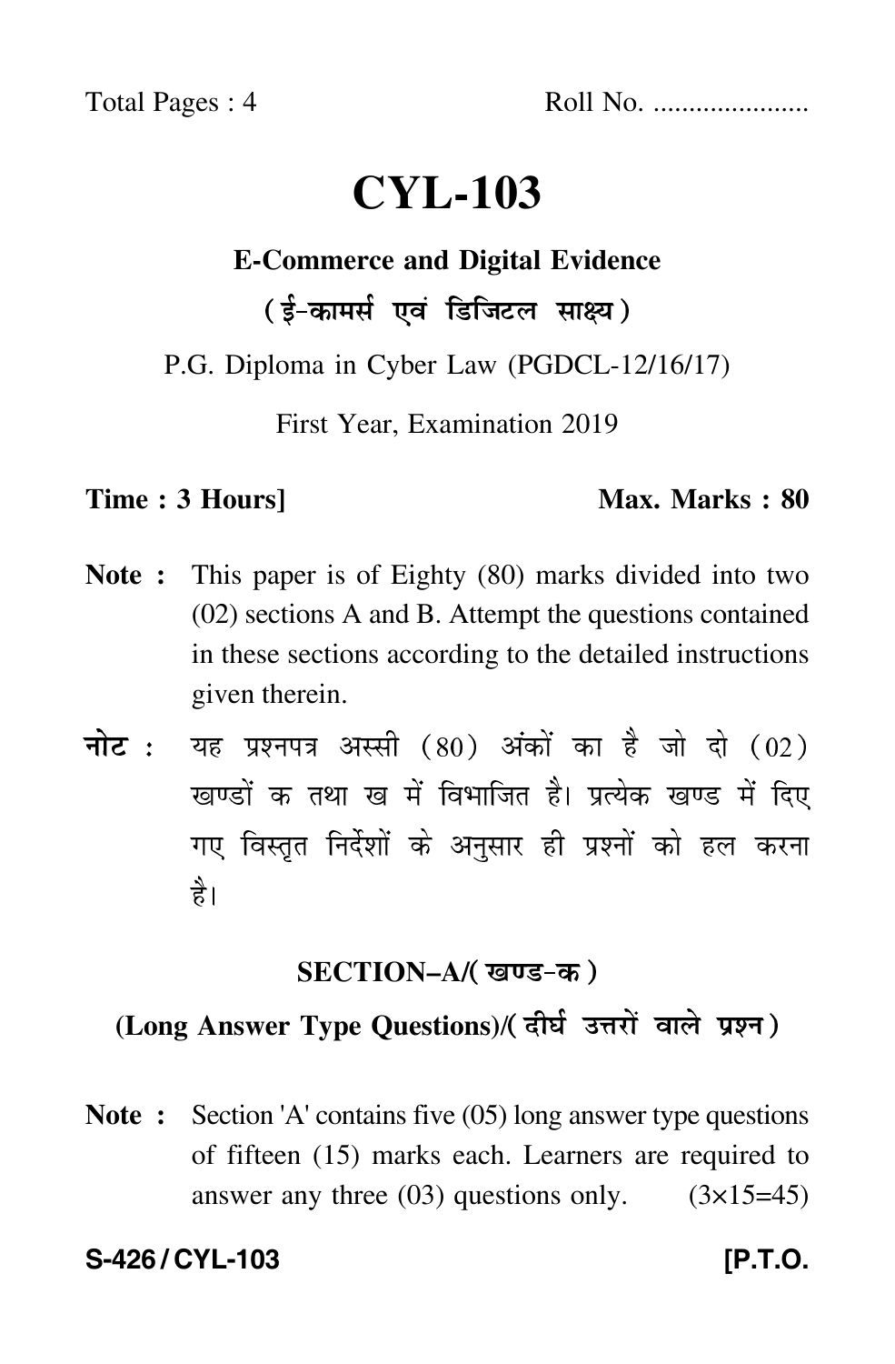Total Pages : 4 Roll No. .....................

# CYL-103

**E-Commerce and Digital Evidence**

**(ई-कामर्स एवं डिजिटल साक्ष्य)**

P.G. Diploma in Cyber Law (PGDCL-12/16/17)

First Year, Examination 2019

**Time : 3 Hours]** **Max. Marks : 80**

**Note :** This paper is of Eighty (80) marks divided into two (02) sections A and B. Attempt the questions contained in these sections according to the detailed instructions given therein.

**नोट :** यह प्रश्नपत्र अस्सी (80) अंकों का है जो दो (02) खण्डों क तथा ख में विभाजित है। प्रत्येक खण्ड में दिए गए विस्तृत निर्देशों के अनुसार ही प्रश्नों को हल करना है।

## SECTION–A/(खण्ड-क)

### (Long Answer Type Questions)/(दीर्घ उत्तरों वाले प्रश्न)

**Note :** Section 'A' contains five (05) long answer type questions of fifteen (15) marks each. Learners are required to answer any three (03) questions only. (3×15=45)

**S-426 / CYL-103** **[P.T.O.**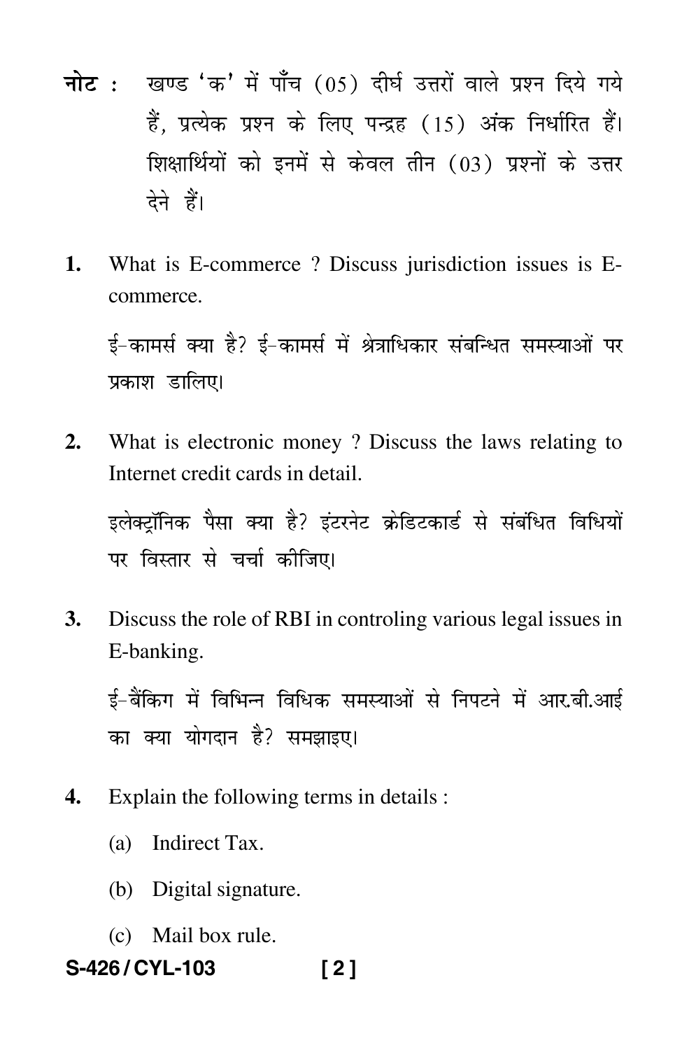**नोट :** खण्ड 'क' में पाँच (05) दीर्घ उत्तरों वाले प्रश्न दिये गये हैं, प्रत्येक प्रश्न के लिए पन्द्रह (15) अंक निर्धारित हैं। शिक्षार्थियों को इनमें से केवल तीन (03) प्रश्नों के उत्तर देने हैं।

**1.** What is E-commerce ? Discuss jurisdiction issues is E-commerce.

ई–कामर्स क्या है? ई–कामर्स में श्रेत्राधिकार संबन्धित समस्याओं पर प्रकाश डालिए।

**2.** What is electronic money ? Discuss the laws relating to Internet credit cards in detail.

इलेक्ट्रॉनिक पैसा क्या है? इंटरनेट क्रेडिटकार्ड से संबंधित विधियों पर विस्तार से चर्चा कीजिए।

**3.** Discuss the role of RBI in controling various legal issues in E-banking.

ई–बैंकिग में विभिन्न विधिक समस्याओं से निपटने में आर.बी.आई का क्या योगदान है? समझाइए।

**4.** Explain the following terms in details :

(a) Indirect Tax.

(b) Digital signature.

(c) Mail box rule.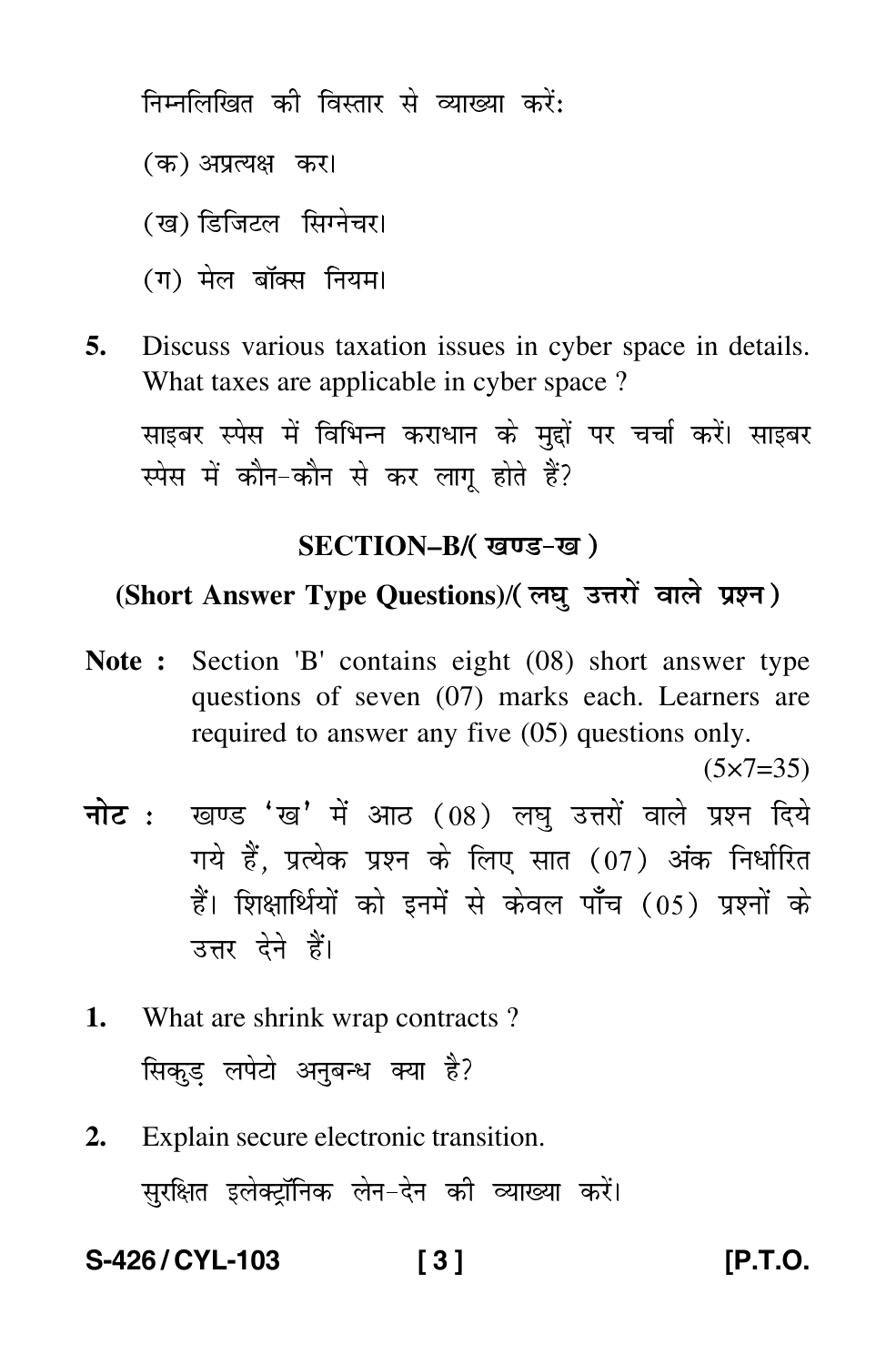निम्नलिखित की विस्तार से व्याख्या करें:

(क) अप्रत्यक्ष कर।

(ख) डिजिटल सिग्नेचर।

(ग) मेल बॉक्स नियम।

**5.** Discuss various taxation issues in cyber space in details. What taxes are applicable in cyber space ?

साइबर स्पेस में विभिन्न कराधान के मुद्दों पर चर्चा करें। साइबर स्पेस में कौन-कौन से कर लागू होते हैं?

## SECTION–B/( खण्ड-ख )

### (Short Answer Type Questions)/( लघु उत्तरों वाले प्रश्न )

**Note :** Section 'B' contains eight (08) short answer type questions of seven (07) marks each. Learners are required to answer any five (05) questions only.

(5×7=35)

**नोट :** खण्ड 'ख' में आठ (08) लघु उत्तरों वाले प्रश्न दिये गये हैं, प्रत्येक प्रश्न के लिए सात (07) अंक निर्धारित हैं। शिक्षार्थियों को इनमें से केवल पाँच (05) प्रश्नों के उत्तर देने हैं।

**1.** What are shrink wrap contracts ?

सिकुड़ लपेटो अनुबन्ध क्या है?

**2.** Explain secure electronic transition.

सुरक्षित इलेक्ट्रॉनिक लेन-देन की व्याख्या करें।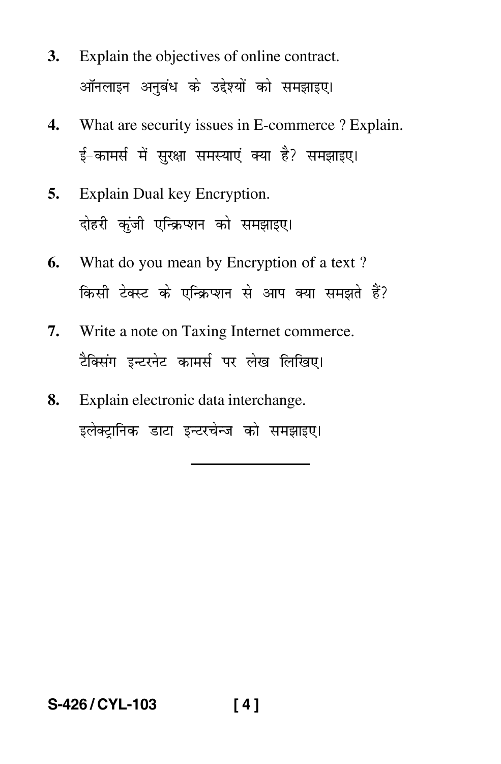**3.** Explain the objectives of online contract.

ऑनलाइन अनुबंध के उद्देश्यों को समझाइए।

**4.** What are security issues in E-commerce ? Explain.

ई–कामर्स में सुरक्षा समस्याएं क्या है? समझाइए।

**5.** Explain Dual key Encryption.

दोहरी कुंजी एन्क्रिप्शन को समझाइए।

**6.** What do you mean by Encryption of a text ?

किसी टेक्स्ट के एन्क्रिप्शन से आप क्या समझते हैं?

**7.** Write a note on Taxing Internet commerce.

टैक्सिंग इन्टरनेट कामर्स पर लेख लिखिए।

**8.** Explain electronic data interchange.

इलेक्ट्रानिक डाटा इन्टरचेन्ज को समझाइए।

---

S-426 / CYL-103